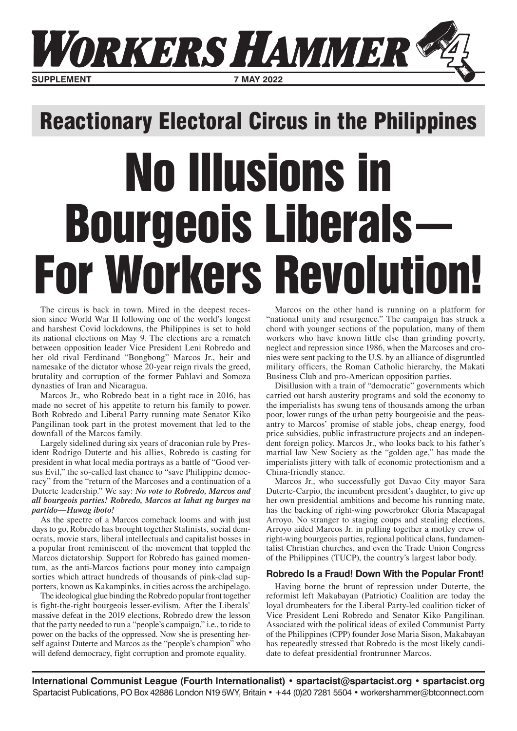# Workers Hammer

**SUPPLEMENT** **7 MAY 2022**

## Reactionary Electoral Circus in the Philippines

# No Illusions in Bourgeois Liberals— For Workers Revolution!

The circus is back in town. Mired in the deepest recession since World War II following one of the world's longest and harshest Covid lockdowns, the Philippines is set to hold its national elections on May 9. The elections are a rematch between opposition leader Vice President Leni Robredo and her old rival Ferdinand "Bongbong" Marcos Jr., heir and namesake of the dictator whose 20-year reign rivals the greed, brutality and corruption of the former Pahlavi and Somoza dynasties of Iran and Nicaragua.

Marcos Jr., who Robredo beat in a tight race in 2016, has made no secret of his appetite to return his family to power. Both Robredo and Liberal Party running mate Senator Kiko Pangilinan took part in the protest movement that led to the downfall of the Marcos family.

Largely sidelined during six years of draconian rule by President Rodrigo Duterte and his allies, Robredo is casting for president in what local media portrays as a battle of "Good versus Evil," the so-called last chance to "save Philippine democracy" from the "return of the Marcoses and a continuation of a Duterte leadership." We say: ***No vote to Robredo, Marcos and all bourgeois parties! Robredo, Marcos at lahat ng burges na partido—Huwag iboto!***

As the spectre of a Marcos comeback looms and with just days to go, Robredo has brought together Stalinists, social democrats, movie stars, liberal intellectuals and capitalist bosses in a popular front reminiscent of the movement that toppled the Marcos dictatorship. Support for Robredo has gained momentum, as the anti-Marcos factions pour money into campaign sorties which attract hundreds of thousands of pink-clad supporters, known as Kakampinks, in cities across the archipelago.

The ideological glue binding the Robredo popular front together is fight-the-right bourgeois lesser-evilism. After the Liberals' massive defeat in the 2019 elections, Robredo drew the lesson that the party needed to run a "people's campaign," i.e., to ride to power on the backs of the oppressed. Now she is presenting herself against Duterte and Marcos as the "people's champion" who will defend democracy, fight corruption and promote equality.

Marcos on the other hand is running on a platform for "national unity and resurgence." The campaign has struck a chord with younger sections of the population, many of them workers who have known little else than grinding poverty, neglect and repression since 1986, when the Marcoses and cronies were sent packing to the U.S. by an alliance of disgruntled military officers, the Roman Catholic hierarchy, the Makati Business Club and pro-American opposition parties.

Disillusion with a train of "democratic" governments which carried out harsh austerity programs and sold the economy to the imperialists has swung tens of thousands among the urban poor, lower rungs of the urban petty bourgeoisie and the peasantry to Marcos' promise of stable jobs, cheap energy, food price subsidies, public infrastructure projects and an independent foreign policy. Marcos Jr., who looks back to his father's martial law New Society as the "golden age," has made the imperialists jittery with talk of economic protectionism and a China-friendly stance.

Marcos Jr., who successfully got Davao City mayor Sara Duterte-Carpio, the incumbent president's daughter, to give up her own presidential ambitions and become his running mate, has the backing of right-wing powerbroker Gloria Macapagal Arroyo. No stranger to staging coups and stealing elections, Arroyo aided Marcos Jr. in pulling together a motley crew of right-wing bourgeois parties, regional political clans, fundamentalist Christian churches, and even the Trade Union Congress of the Philippines (TUCP), the country's largest labor body.

### Robredo Is a Fraud! Down With the Popular Front!

Having borne the brunt of repression under Duterte, the reformist left Makabayan (Patriotic) Coalition are today the loyal drumbeaters for the Liberal Party-led coalition ticket of Vice President Leni Robredo and Senator Kiko Pangilinan. Associated with the political ideas of exiled Communist Party of the Philippines (CPP) founder Jose Maria Sison, Makabayan has repeatedly stressed that Robredo is the most likely candidate to defeat presidential frontrunner Marcos.

**International Communist League (Fourth Internationalist) • spartacist@spartacist.org • spartacist.org**
Spartacist Publications, PO Box 42886 London N19 5WY, Britain • +44 (0)20 7281 5504 • workershammer@btconnect.com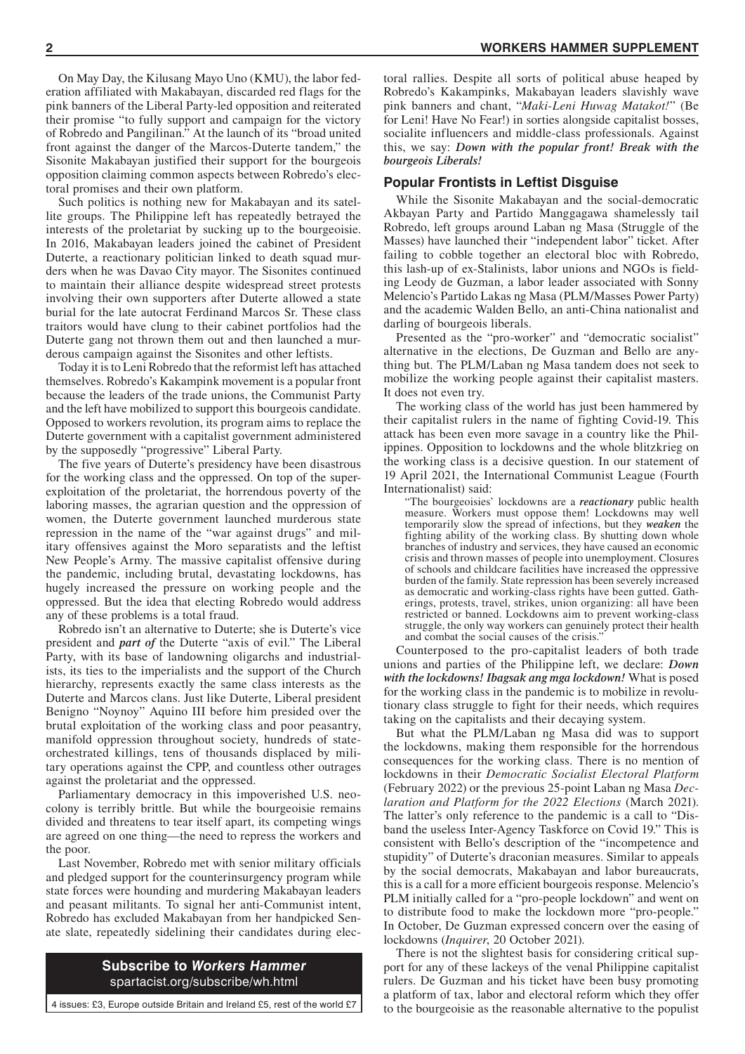On May Day, the Kilusang Mayo Uno (KMU), the labor federation affiliated with Makabayan, discarded red flags for the pink banners of the Liberal Party-led opposition and reiterated their promise "to fully support and campaign for the victory of Robredo and Pangilinan." At the launch of its "broad united front against the danger of the Marcos-Duterte tandem," the Sisonite Makabayan justified their support for the bourgeois opposition claiming common aspects between Robredo's electoral promises and their own platform.

Such politics is nothing new for Makabayan and its satellite groups. The Philippine left has repeatedly betrayed the interests of the proletariat by sucking up to the bourgeoisie. In 2016, Makabayan leaders joined the cabinet of President Duterte, a reactionary politician linked to death squad murders when he was Davao City mayor. The Sisonites continued to maintain their alliance despite widespread street protests involving their own supporters after Duterte allowed a state burial for the late autocrat Ferdinand Marcos Sr. These class traitors would have clung to their cabinet portfolios had the Duterte gang not thrown them out and then launched a murderous campaign against the Sisonites and other leftists.

Today it is to Leni Robredo that the reformist left has attached themselves. Robredo's Kakampink movement is a popular front because the leaders of the trade unions, the Communist Party and the left have mobilized to support this bourgeois candidate. Opposed to workers revolution, its program aims to replace the Duterte government with a capitalist government administered by the supposedly "progressive" Liberal Party.

The five years of Duterte's presidency have been disastrous for the working class and the oppressed. On top of the super-exploitation of the proletariat, the horrendous poverty of the laboring masses, the agrarian question and the oppression of women, the Duterte government launched murderous state repression in the name of the "war against drugs" and military offensives against the Moro separatists and the leftist New People's Army. The massive capitalist offensive during the pandemic, including brutal, devastating lockdowns, has hugely increased the pressure on working people and the oppressed. But the idea that electing Robredo would address any of these problems is a total fraud.

Robredo isn't an alternative to Duterte; she is Duterte's vice president and ***part of*** the Duterte "axis of evil." The Liberal Party, with its base of landowning oligarchs and industrialists, its ties to the imperialists and the support of the Church hierarchy, represents exactly the same class interests as the Duterte and Marcos clans. Just like Duterte, Liberal president Benigno "Noynoy" Aquino III before him presided over the brutal exploitation of the working class and poor peasantry, manifold oppression throughout society, hundreds of state-orchestrated killings, tens of thousands displaced by military operations against the CPP, and countless other outrages against the proletariat and the oppressed.

Parliamentary democracy in this impoverished U.S. neocolony is terribly brittle. But while the bourgeoisie remains divided and threatens to tear itself apart, its competing wings are agreed on one thing—the need to repress the workers and the poor.

Last November, Robredo met with senior military officials and pledged support for the counterinsurgency program while state forces were hounding and murdering Makabayan leaders and peasant militants. To signal her anti-Communist intent, Robredo has excluded Makabayan from her handpicked Senate slate, repeatedly sidelining their candidates during electoral rallies. Despite all sorts of political abuse heaped by Robredo's Kakampinks, Makabayan leaders slavishly wave pink banners and chant, "*Maki-Leni Huwag Matakot!*" (Be for Leni! Have No Fear!) in sorties alongside capitalist bosses, socialite influencers and middle-class professionals. Against this, we say: ***Down with the popular front! Break with the bourgeois Liberals!***

**Subscribe to *Workers Hammer***
spartacist.org/subscribe/wh.html

4 issues: £3, Europe outside Britain and Ireland £5, rest of the world £7

### Popular Frontists in Leftist Disguise

While the Sisonite Makabayan and the social-democratic Akbayan Party and Partido Manggagawa shamelessly tail Robredo, left groups around Laban ng Masa (Struggle of the Masses) have launched their "independent labor" ticket. After failing to cobble together an electoral bloc with Robredo, this lash-up of ex-Stalinists, labor unions and NGOs is fielding Leody de Guzman, a labor leader associated with Sonny Melencio's Partido Lakas ng Masa (PLM/Masses Power Party) and the academic Walden Bello, an anti-China nationalist and darling of bourgeois liberals.

Presented as the "pro-worker" and "democratic socialist" alternative in the elections, De Guzman and Bello are anything but. The PLM/Laban ng Masa tandem does not seek to mobilize the working people against their capitalist masters. It does not even try.

The working class of the world has just been hammered by their capitalist rulers in the name of fighting Covid-19. This attack has been even more savage in a country like the Philippines. Opposition to lockdowns and the whole blitzkrieg on the working class is a decisive question. In our statement of 19 April 2021, the International Communist League (Fourth Internationalist) said:

> "The bourgeoisies' lockdowns are a ***reactionary*** public health measure. Workers must oppose them! Lockdowns may well temporarily slow the spread of infections, but they ***weaken*** the fighting ability of the working class. By shutting down whole branches of industry and services, they have caused an economic crisis and thrown masses of people into unemployment. Closures of schools and childcare facilities have increased the oppressive burden of the family. State repression has been severely increased as democratic and working-class rights have been gutted. Gatherings, protests, travel, strikes, union organizing: all have been restricted or banned. Lockdowns aim to prevent working-class struggle, the only way workers can genuinely protect their health and combat the social causes of the crisis."

Counterposed to the pro-capitalist leaders of both trade unions and parties of the Philippine left, we declare: ***Down with the lockdowns! Ibagsak ang mga lockdown!*** What is posed for the working class in the pandemic is to mobilize in revolutionary class struggle to fight for their needs, which requires taking on the capitalists and their decaying system.

But what the PLM/Laban ng Masa did was to support the lockdowns, making them responsible for the horrendous consequences for the working class. There is no mention of lockdowns in their *Democratic Socialist Electoral Platform* (February 2022) or the previous 25-point Laban ng Masa *Declaration and Platform for the 2022 Elections* (March 2021). The latter's only reference to the pandemic is a call to "Disband the useless Inter-Agency Taskforce on Covid 19." This is consistent with Bello's description of the "incompetence and stupidity" of Duterte's draconian measures. Similar to appeals by the social democrats, Makabayan and labor bureaucrats, this is a call for a more efficient bourgeois response. Melencio's PLM initially called for a "pro-people lockdown" and went on to distribute food to make the lockdown more "pro-people." In October, De Guzman expressed concern over the easing of lockdowns (*Inquirer*, 20 October 2021).

There is not the slightest basis for considering critical support for any of these lackeys of the venal Philippine capitalist rulers. De Guzman and his ticket have been busy promoting a platform of tax, labor and electoral reform which they offer to the bourgeoisie as the reasonable alternative to the populist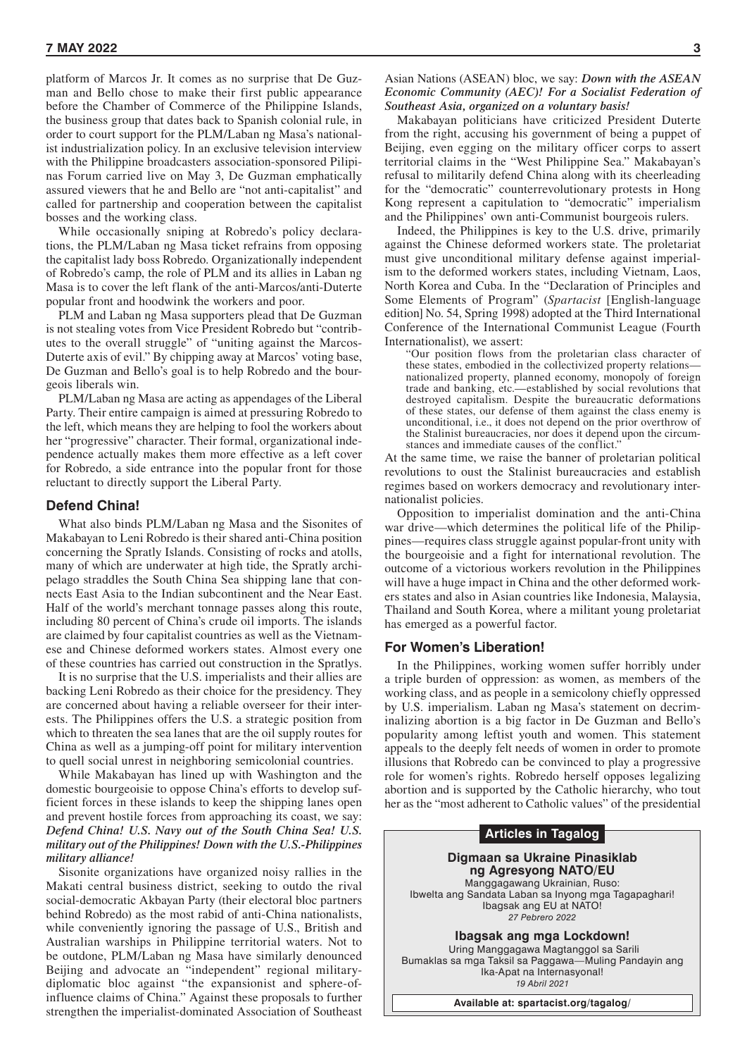platform of Marcos Jr. It comes as no surprise that De Guzman and Bello chose to make their first public appearance before the Chamber of Commerce of the Philippine Islands, the business group that dates back to Spanish colonial rule, in order to court support for the PLM/Laban ng Masa's nationalist industrialization policy. In an exclusive television interview with the Philippine broadcasters association-sponsored Pilipinas Forum carried live on May 3, De Guzman emphatically assured viewers that he and Bello are "not anti-capitalist" and called for partnership and cooperation between the capitalist bosses and the working class.

While occasionally sniping at Robredo's policy declarations, the PLM/Laban ng Masa ticket refrains from opposing the capitalist lady boss Robredo. Organizationally independent of Robredo's camp, the role of PLM and its allies in Laban ng Masa is to cover the left flank of the anti-Marcos/anti-Duterte popular front and hoodwink the workers and poor.

PLM and Laban ng Masa supporters plead that De Guzman is not stealing votes from Vice President Robredo but "contributes to the overall struggle" of "uniting against the Marcos-Duterte axis of evil." By chipping away at Marcos' voting base, De Guzman and Bello's goal is to help Robredo and the bourgeois liberals win.

PLM/Laban ng Masa are acting as appendages of the Liberal Party. Their entire campaign is aimed at pressuring Robredo to the left, which means they are helping to fool the workers about her "progressive" character. Their formal, organizational independence actually makes them more effective as a left cover for Robredo, a side entrance into the popular front for those reluctant to directly support the Liberal Party.

### Defend China!

What also binds PLM/Laban ng Masa and the Sisonites of Makabayan to Leni Robredo is their shared anti-China position concerning the Spratly Islands. Consisting of rocks and atolls, many of which are underwater at high tide, the Spratly archipelago straddles the South China Sea shipping lane that connects East Asia to the Indian subcontinent and the Near East. Half of the world's merchant tonnage passes along this route, including 80 percent of China's crude oil imports. The islands are claimed by four capitalist countries as well as the Vietnamese and Chinese deformed workers states. Almost every one of these countries has carried out construction in the Spratlys.

It is no surprise that the U.S. imperialists and their allies are backing Leni Robredo as their choice for the presidency. They are concerned about having a reliable overseer for their interests. The Philippines offers the U.S. a strategic position from which to threaten the sea lanes that are the oil supply routes for China as well as a jumping-off point for military intervention to quell social unrest in neighboring semicolonial countries.

While Makabayan has lined up with Washington and the domestic bourgeoisie to oppose China's efforts to develop sufficient forces in these islands to keep the shipping lanes open and prevent hostile forces from approaching its coast, we say: ***Defend China! U.S. Navy out of the South China Sea! U.S. military out of the Philippines! Down with the U.S.-Philippines military alliance!***

Sisonite organizations have organized noisy rallies in the Makati central business district, seeking to outdo the rival social-democratic Akbayan Party (their electoral bloc partners behind Robredo) as the most rabid of anti-China nationalists, while conveniently ignoring the passage of U.S., British and Australian warships in Philippine territorial waters. Not to be outdone, PLM/Laban ng Masa have similarly denounced Beijing and advocate an "independent" regional military-diplomatic bloc against "the expansionist and sphere-of-influence claims of China." Against these proposals to further strengthen the imperialist-dominated Association of Southeast Asian Nations (ASEAN) bloc, we say: ***Down with the ASEAN Economic Community (AEC)! For a Socialist Federation of Southeast Asia, organized on a voluntary basis!***

Makabayan politicians have criticized President Duterte from the right, accusing his government of being a puppet of Beijing, even egging on the military officer corps to assert territorial claims in the "West Philippine Sea." Makabayan's refusal to militarily defend China along with its cheerleading for the "democratic" counterrevolutionary protests in Hong Kong represent a capitulation to "democratic" imperialism and the Philippines' own anti-Communist bourgeois rulers.

Indeed, the Philippines is key to the U.S. drive, primarily against the Chinese deformed workers state. The proletariat must give unconditional military defense against imperialism to the deformed workers states, including Vietnam, Laos, North Korea and Cuba. In the "Declaration of Principles and Some Elements of Program" (*Spartacist* [English-language edition] No. 54, Spring 1998) adopted at the Third International Conference of the International Communist League (Fourth Internationalist), we assert:

> "Our position flows from the proletarian class character of these states, embodied in the collectivized property relations—nationalized property, planned economy, monopoly of foreign trade and banking, etc.—established by social revolutions that destroyed capitalism. Despite the bureaucratic deformations of these states, our defense of them against the class enemy is unconditional, i.e., it does not depend on the prior overthrow of the Stalinist bureaucracies, nor does it depend upon the circumstances and immediate causes of the conflict."

At the same time, we raise the banner of proletarian political revolutions to oust the Stalinist bureaucracies and establish regimes based on workers democracy and revolutionary internationalist policies.

Opposition to imperialist domination and the anti-China war drive—which determines the political life of the Philippines—requires class struggle against popular-front unity with the bourgeoisie and a fight for international revolution. The outcome of a victorious workers revolution in the Philippines will have a huge impact in China and the other deformed workers states and also in Asian countries like Indonesia, Malaysia, Thailand and South Korea, where a militant young proletariat has emerged as a powerful factor.

### For Women's Liberation!

In the Philippines, working women suffer horribly under a triple burden of oppression: as women, as members of the working class, and as people in a semicolony chiefly oppressed by U.S. imperialism. Laban ng Masa's statement on decriminalizing abortion is a big factor in De Guzman and Bello's popularity among leftist youth and women. This statement appeals to the deeply felt needs of women in order to promote illusions that Robredo can be convinced to play a progressive role for women's rights. Robredo herself opposes legalizing abortion and is supported by the Catholic hierarchy, who tout her as the "most adherent to Catholic values" of the presidential

---

**Articles in Tagalog**

**Digmaan sa Ukraine Pinasiklab ng Agresyong NATO/EU**
Manggagawang Ukrainian, Ruso:
Ibwelta ang Sandata Laban sa Inyong mga Tagapaghari!
Ibagsak ang EU at NATO!
*27 Pebrero 2022*

**Ibagsak ang mga Lockdown!**
Uring Manggagawa Magtanggol sa Sarili
Bumaklas sa mga Taksil sa Paggawa—Muling Pandayin ang Ika-Apat na Internasyonal!
*19 Abril 2021*

**Available at: spartacist.org/tagalog/**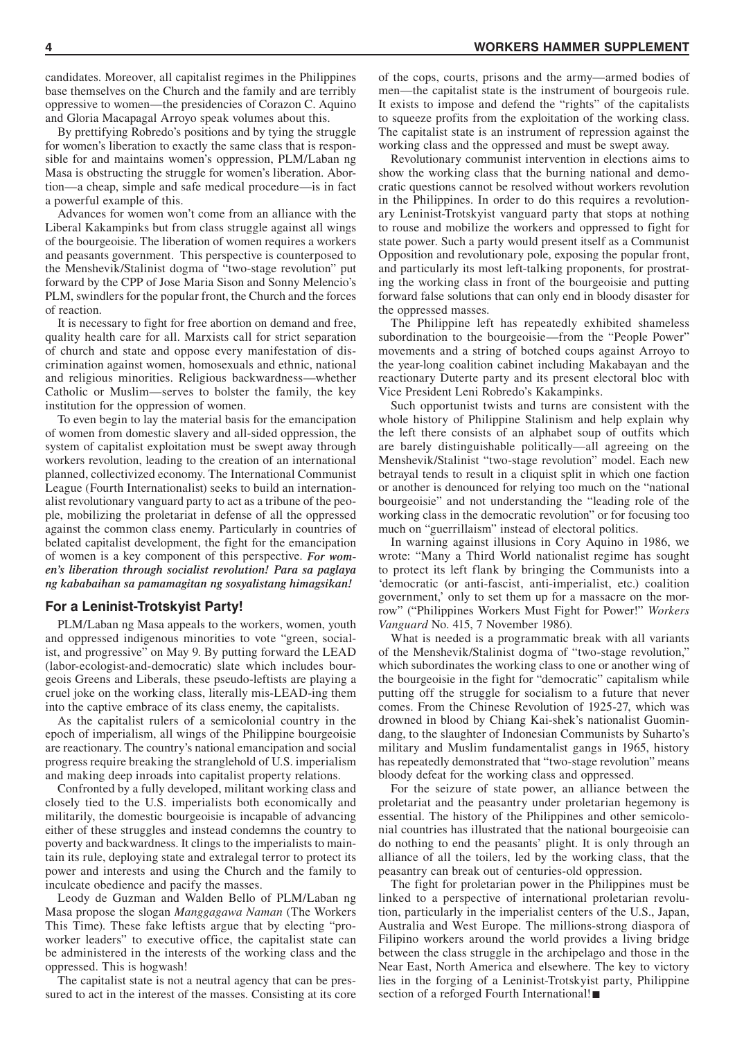candidates. Moreover, all capitalist regimes in the Philippines base themselves on the Church and the family and are terribly oppressive to women—the presidencies of Corazon C. Aquino and Gloria Macapagal Arroyo speak volumes about this.

By prettifying Robredo's positions and by tying the struggle for women's liberation to exactly the same class that is responsible for and maintains women's oppression, PLM/Laban ng Masa is obstructing the struggle for women's liberation. Abortion—a cheap, simple and safe medical procedure—is in fact a powerful example of this.

Advances for women won't come from an alliance with the Liberal Kakampinks but from class struggle against all wings of the bourgeoisie. The liberation of women requires a workers and peasants government. This perspective is counterposed to the Menshevik/Stalinist dogma of "two-stage revolution" put forward by the CPP of Jose Maria Sison and Sonny Melencio's PLM, swindlers for the popular front, the Church and the forces of reaction.

It is necessary to fight for free abortion on demand and free, quality health care for all. Marxists call for strict separation of church and state and oppose every manifestation of discrimination against women, homosexuals and ethnic, national and religious minorities. Religious backwardness—whether Catholic or Muslim—serves to bolster the family, the key institution for the oppression of women.

To even begin to lay the material basis for the emancipation of women from domestic slavery and all-sided oppression, the system of capitalist exploitation must be swept away through workers revolution, leading to the creation of an international planned, collectivized economy. The International Communist League (Fourth Internationalist) seeks to build an internationalist revolutionary vanguard party to act as a tribune of the people, mobilizing the proletariat in defense of all the oppressed against the common class enemy. Particularly in countries of belated capitalist development, the fight for the emancipation of women is a key component of this perspective. ***For women's liberation through socialist revolution! Para sa paglaya ng kababaihan sa pamamagitan ng sosyalistang himagsikan!***

## For a Leninist-Trotskyist Party!

PLM/Laban ng Masa appeals to the workers, women, youth and oppressed indigenous minorities to vote "green, socialist, and progressive" on May 9. By putting forward the LEAD (labor-ecologist-and-democratic) slate which includes bourgeois Greens and Liberals, these pseudo-leftists are playing a cruel joke on the working class, literally mis-LEAD-ing them into the captive embrace of its class enemy, the capitalists.

As the capitalist rulers of a semicolonial country in the epoch of imperialism, all wings of the Philippine bourgeoisie are reactionary. The country's national emancipation and social progress require breaking the stranglehold of U.S. imperialism and making deep inroads into capitalist property relations.

Confronted by a fully developed, militant working class and closely tied to the U.S. imperialists both economically and militarily, the domestic bourgeoisie is incapable of advancing either of these struggles and instead condemns the country to poverty and backwardness. It clings to the imperialists to maintain its rule, deploying state and extralegal terror to protect its power and interests and using the Church and the family to inculcate obedience and pacify the masses.

Leody de Guzman and Walden Bello of PLM/Laban ng Masa propose the slogan *Manggagawa Naman* (The Workers This Time). These fake leftists argue that by electing "pro-worker leaders" to executive office, the capitalist state can be administered in the interests of the working class and the oppressed. This is hogwash!

The capitalist state is not a neutral agency that can be pressured to act in the interest of the masses. Consisting at its core of the cops, courts, prisons and the army—armed bodies of men—the capitalist state is the instrument of bourgeois rule. It exists to impose and defend the "rights" of the capitalists to squeeze profits from the exploitation of the working class. The capitalist state is an instrument of repression against the working class and the oppressed and must be swept away.

Revolutionary communist intervention in elections aims to show the working class that the burning national and democratic questions cannot be resolved without workers revolution in the Philippines. In order to do this requires a revolutionary Leninist-Trotskyist vanguard party that stops at nothing to rouse and mobilize the workers and oppressed to fight for state power. Such a party would present itself as a Communist Opposition and revolutionary pole, exposing the popular front, and particularly its most left-talking proponents, for prostrating the working class in front of the bourgeoisie and putting forward false solutions that can only end in bloody disaster for the oppressed masses.

The Philippine left has repeatedly exhibited shameless subordination to the bourgeoisie—from the "People Power" movements and a string of botched coups against Arroyo to the year-long coalition cabinet including Makabayan and the reactionary Duterte party and its present electoral bloc with Vice President Leni Robredo's Kakampinks.

Such opportunist twists and turns are consistent with the whole history of Philippine Stalinism and help explain why the left there consists of an alphabet soup of outfits which are barely distinguishable politically—all agreeing on the Menshevik/Stalinist "two-stage revolution" model. Each new betrayal tends to result in a cliquist split in which one faction or another is denounced for relying too much on the "national bourgeoisie" and not understanding the "leading role of the working class in the democratic revolution" or for focusing too much on "guerrillaism" instead of electoral politics.

In warning against illusions in Cory Aquino in 1986, we wrote: "Many a Third World nationalist regime has sought to protect its left flank by bringing the Communists into a 'democratic (or anti-fascist, anti-imperialist, etc.) coalition government,' only to set them up for a massacre on the morrow" ("Philippines Workers Must Fight for Power!" *Workers Vanguard* No. 415, 7 November 1986).

What is needed is a programmatic break with all variants of the Menshevik/Stalinist dogma of "two-stage revolution," which subordinates the working class to one or another wing of the bourgeoisie in the fight for "democratic" capitalism while putting off the struggle for socialism to a future that never comes. From the Chinese Revolution of 1925-27, which was drowned in blood by Chiang Kai-shek's nationalist Guomindang, to the slaughter of Indonesian Communists by Suharto's military and Muslim fundamentalist gangs in 1965, history has repeatedly demonstrated that "two-stage revolution" means bloody defeat for the working class and oppressed.

For the seizure of state power, an alliance between the proletariat and the peasantry under proletarian hegemony is essential. The history of the Philippines and other semicolonial countries has illustrated that the national bourgeoisie can do nothing to end the peasants' plight. It is only through an alliance of all the toilers, led by the working class, that the peasantry can break out of centuries-old oppression.

The fight for proletarian power in the Philippines must be linked to a perspective of international proletarian revolution, particularly in the imperialist centers of the U.S., Japan, Australia and West Europe. The millions-strong diaspora of Filipino workers around the world provides a living bridge between the class struggle in the archipelago and those in the Near East, North America and elsewhere. The key to victory lies in the forging of a Leninist-Trotskyist party, Philippine section of a reforged Fourth International! ■